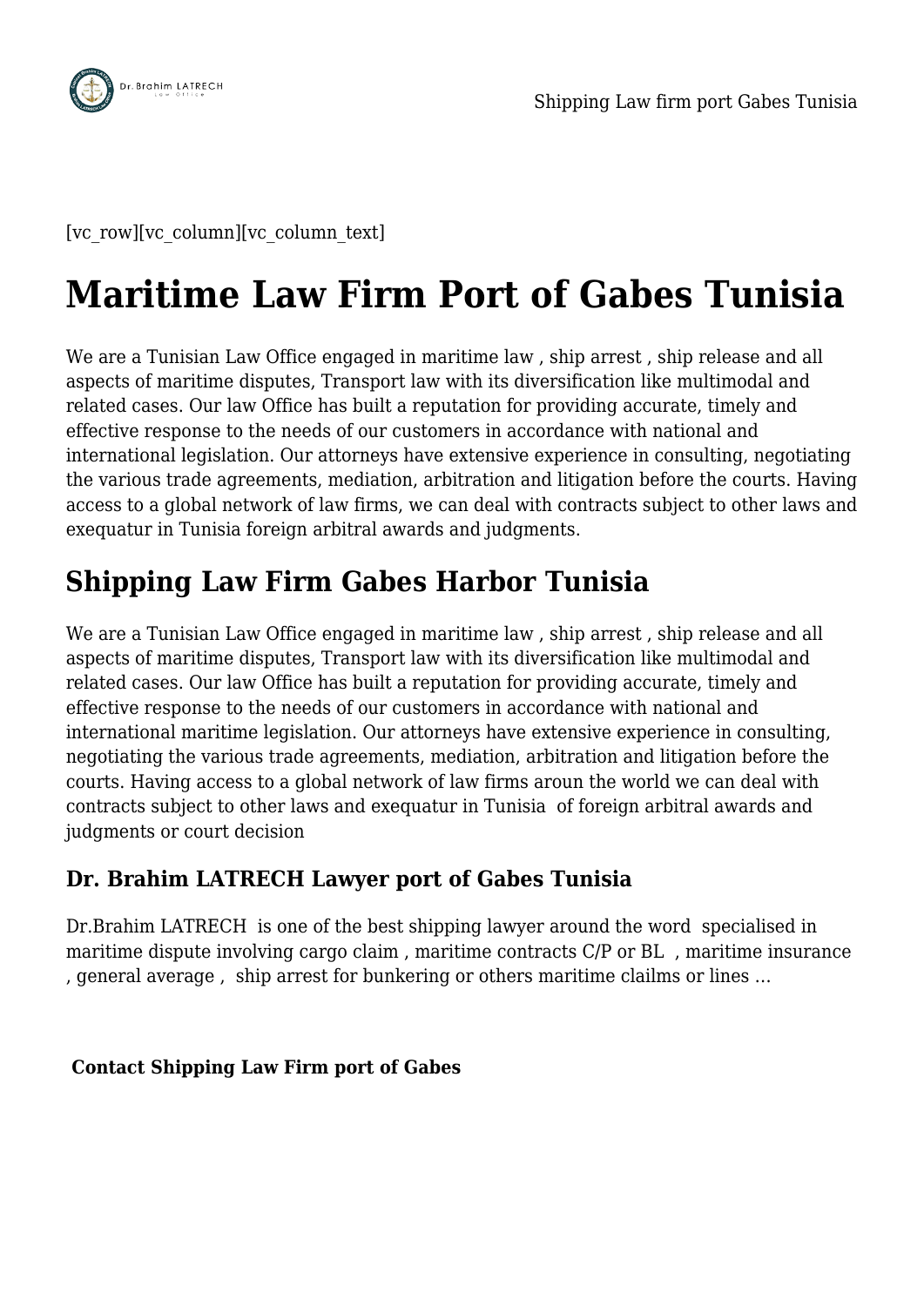[vc_row][vc_column][vc_column_text]

# Maritime Law Firm Port of Gabes Tunisia

We are a Tunisian Law Office engaged in maritime law , ship arrest , ship release and all aspects of maritime disputes, Transport law with its diversification like multimodal and related cases. Our law Office has built a reputation for providing accurate, timely and effective response to the needs of our customers in accordance with national and international legislation. Our attorneys have extensive experience in consulting, negotiating the various trade agreements, mediation, arbitration and litigation before the courts. Having access to a global network of law firms, we can deal with contracts subject to other laws and exequatur in Tunisia foreign arbitral awards and judgments.

## Shipping Law Firm Gabes Harbor Tunisia

We are a Tunisian Law Office engaged in maritime law , ship arrest , ship release and all aspects of maritime disputes, Transport law with its diversification like multimodal and related cases. Our law Office has built a reputation for providing accurate, timely and effective response to the needs of our customers in accordance with national and international maritime legislation. Our attorneys have extensive experience in consulting, negotiating the various trade agreements, mediation, arbitration and litigation before the courts. Having access to a global network of law firms aroun the world we can deal with contracts subject to other laws and exequatur in Tunisia of foreign arbitral awards and judgments or court decision

### Dr. Brahim LATRECH Lawyer port of Gabes Tunisia

Dr.Brahim LATRECH is one of the best shipping lawyer around the word specialised in maritime dispute involving cargo claim , maritime contracts C/P or BL , maritime insurance , general average , ship arrest for bunkering or others maritime clailms or lines …

**Contact Shipping Law Firm port of Gabes**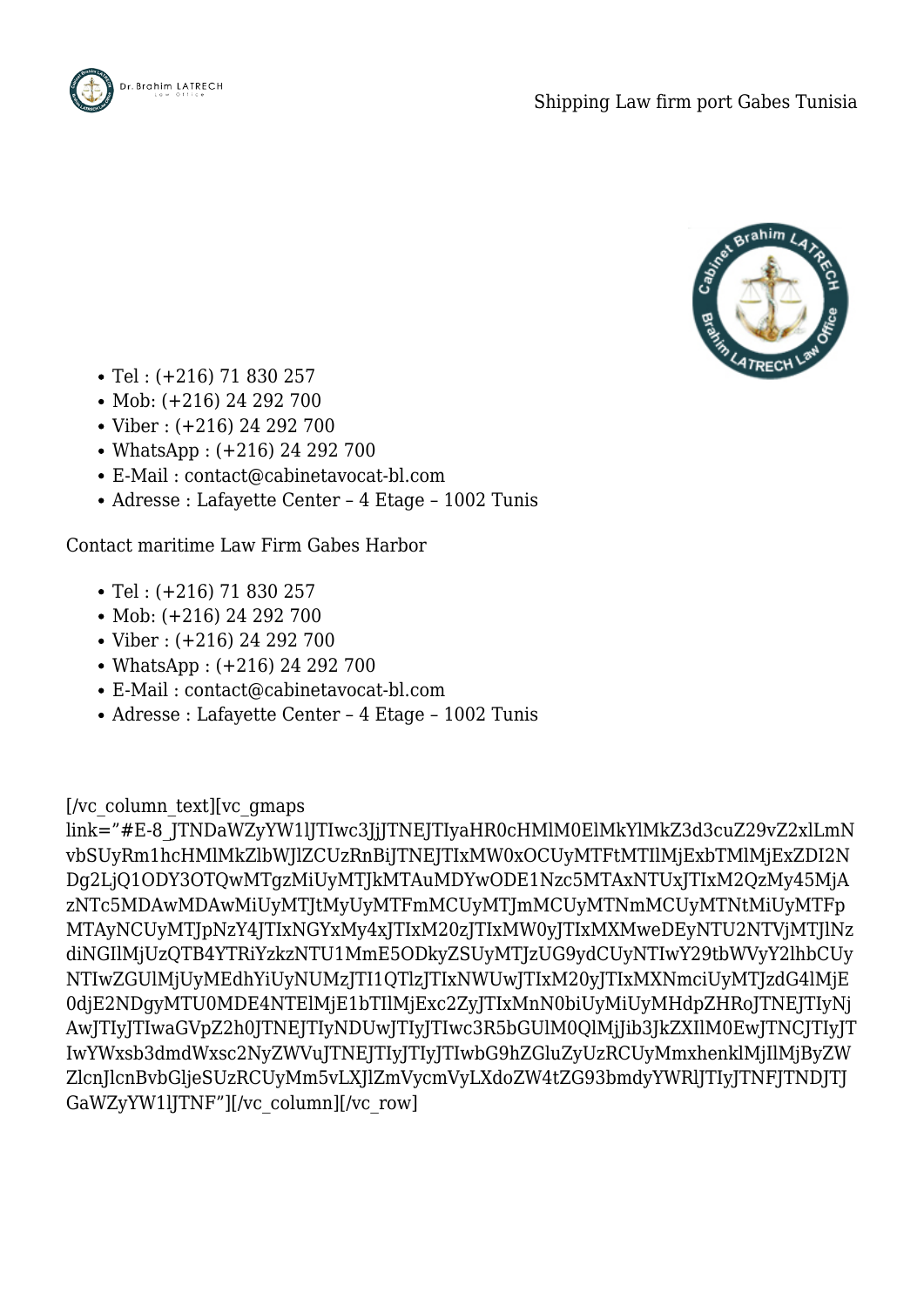- Tel : (+216) 71 830 257
- Mob: (+216) 24 292 700
- Viber : (+216) 24 292 700
- WhatsApp : (+216) 24 292 700
- E-Mail : contact@cabinetavocat-bl.com
- Adresse : Lafayette Center – 4 Etage – 1002 Tunis

Contact maritime Law Firm Gabes Harbor

- Tel : (+216) 71 830 257
- Mob: (+216) 24 292 700
- Viber : (+216) 24 292 700
- WhatsApp : (+216) 24 292 700
- E-Mail : contact@cabinetavocat-bl.com
- Adresse : Lafayette Center – 4 Etage – 1002 Tunis

[/vc_column_text][vc_gmaps link="#E-8_JTNDaWZyYW1lJTIwc3JjJTNEJTIyaHR0cHMlM0ElMkYlMkZ3d3cuZ29vZ2xlLmNvbSUyRm1hcHMlMkZlbWJlZCUzRnBiJTNEJTIxMW0xOCUyMTFtMTIlMjExbTMlMjExZDI2NDg2LjQ1ODY3OTQwMTgzMiUyMTJkMTAuMDYwODE1Nzc5MTAxNTUxJTIxM2QzMy45MjAzNTc5MDAwMDAwMiUyMTJtMyUyMTFmMCUyMTJmMCUyMTNmMCUyMTNtMiUyMTFpMTAyNCUyMTJpNzY4JTIxNGYxMy4xJTIxM20zJTIxMW0yJTIxMXMweDEyNTU2NTVjMTJlNzdiNGIlMjUzQTB4YTRiYzkzNTU1MmE5ODkyZSUyMTJzUG9ydCUyNTIwY29tbWVyY2lhbCUyNTIwZGUlMjUyMEdhYiUyNUMzJTI1QTlzJTIxNWUwJTIxM20yJTIxMXNmciUyMTJzdG4lMjE0djE2NDgyMTU0MDE4NTElMjE1bTIlMjExc2ZyJTIxMnN0biUyMiUyMHdpZHRoJTNEJTIyNjAwJTIyJTIwaGVpZ2h0JTNEJTIyNDUwJTIyJTIwc3R5bGUlM0QlMjJib3JkZXIlM0EwJTNCJTIyJTIwYWxsb3dmdWxsc2NyZWVuJTNEJTIyJTIyJTIwbG9hZGluZyUzRCUyMmxhenklMjIlMjByZWZlcnJlcnBvbGljeSUzRCUyMm5vLXJlZmVycmVyLXdoZW4tZG93bmdyYWRlJTIyJTNFJTNDJTJGaWZyYW1lJTNF"][/vc_column][/vc_row]